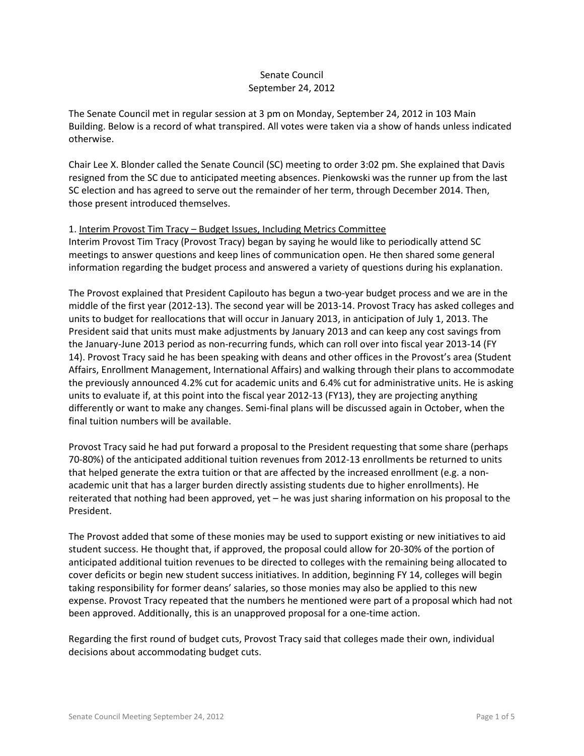# Senate Council
## September 24, 2012

The Senate Council met in regular session at 3 pm on Monday, September 24, 2012 in 103 Main Building. Below is a record of what transpired. All votes were taken via a show of hands unless indicated otherwise.

Chair Lee X. Blonder called the Senate Council (SC) meeting to order 3:02 pm. She explained that Davis resigned from the SC due to anticipated meeting absences. Pienkowski was the runner up from the last SC election and has agreed to serve out the remainder of her term, through December 2014. Then, those present introduced themselves.

1. Interim Provost Tim Tracy – Budget Issues, Including Metrics Committee

Interim Provost Tim Tracy (Provost Tracy) began by saying he would like to periodically attend SC meetings to answer questions and keep lines of communication open. He then shared some general information regarding the budget process and answered a variety of questions during his explanation.

The Provost explained that President Capilouto has begun a two-year budget process and we are in the middle of the first year (2012-13). The second year will be 2013-14. Provost Tracy has asked colleges and units to budget for reallocations that will occur in January 2013, in anticipation of July 1, 2013. The President said that units must make adjustments by January 2013 and can keep any cost savings from the January-June 2013 period as non-recurring funds, which can roll over into fiscal year 2013-14 (FY 14). Provost Tracy said he has been speaking with deans and other offices in the Provost's area (Student Affairs, Enrollment Management, International Affairs) and walking through their plans to accommodate the previously announced 4.2% cut for academic units and 6.4% cut for administrative units. He is asking units to evaluate if, at this point into the fiscal year 2012-13 (FY13), they are projecting anything differently or want to make any changes. Semi-final plans will be discussed again in October, when the final tuition numbers will be available.

Provost Tracy said he had put forward a proposal to the President requesting that some share (perhaps 70-80%) of the anticipated additional tuition revenues from 2012-13 enrollments be returned to units that helped generate the extra tuition or that are affected by the increased enrollment (e.g. a non-academic unit that has a larger burden directly assisting students due to higher enrollments). He reiterated that nothing had been approved, yet – he was just sharing information on his proposal to the President.

The Provost added that some of these monies may be used to support existing or new initiatives to aid student success. He thought that, if approved, the proposal could allow for 20-30% of the portion of anticipated additional tuition revenues to be directed to colleges with the remaining being allocated to cover deficits or begin new student success initiatives. In addition, beginning FY 14, colleges will begin taking responsibility for former deans' salaries, so those monies may also be applied to this new expense. Provost Tracy repeated that the numbers he mentioned were part of a proposal which had not been approved. Additionally, this is an unapproved proposal for a one-time action.

Regarding the first round of budget cuts, Provost Tracy said that colleges made their own, individual decisions about accommodating budget cuts.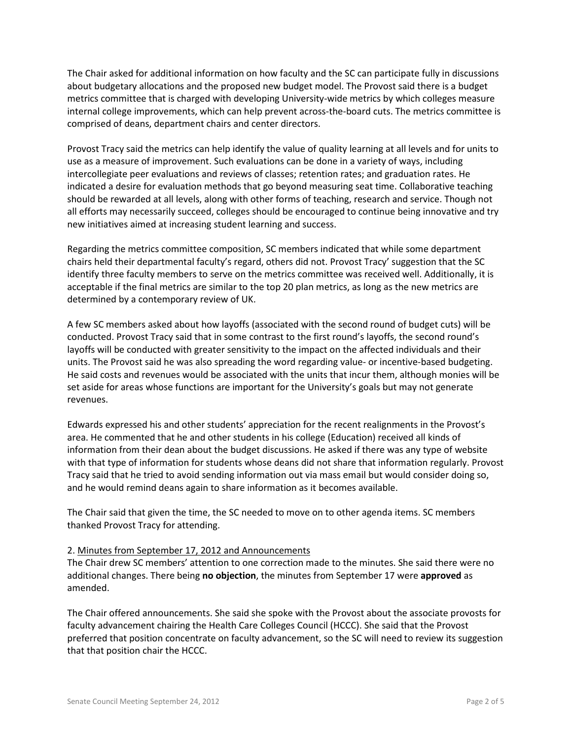The Chair asked for additional information on how faculty and the SC can participate fully in discussions about budgetary allocations and the proposed new budget model. The Provost said there is a budget metrics committee that is charged with developing University-wide metrics by which colleges measure internal college improvements, which can help prevent across-the-board cuts. The metrics committee is comprised of deans, department chairs and center directors.

Provost Tracy said the metrics can help identify the value of quality learning at all levels and for units to use as a measure of improvement. Such evaluations can be done in a variety of ways, including intercollegiate peer evaluations and reviews of classes; retention rates; and graduation rates. He indicated a desire for evaluation methods that go beyond measuring seat time. Collaborative teaching should be rewarded at all levels, along with other forms of teaching, research and service. Though not all efforts may necessarily succeed, colleges should be encouraged to continue being innovative and try new initiatives aimed at increasing student learning and success.

Regarding the metrics committee composition, SC members indicated that while some department chairs held their departmental faculty's regard, others did not. Provost Tracy' suggestion that the SC identify three faculty members to serve on the metrics committee was received well. Additionally, it is acceptable if the final metrics are similar to the top 20 plan metrics, as long as the new metrics are determined by a contemporary review of UK.

A few SC members asked about how layoffs (associated with the second round of budget cuts) will be conducted. Provost Tracy said that in some contrast to the first round's layoffs, the second round's layoffs will be conducted with greater sensitivity to the impact on the affected individuals and their units. The Provost said he was also spreading the word regarding value- or incentive-based budgeting. He said costs and revenues would be associated with the units that incur them, although monies will be set aside for areas whose functions are important for the University's goals but may not generate revenues.

Edwards expressed his and other students' appreciation for the recent realignments in the Provost's area. He commented that he and other students in his college (Education) received all kinds of information from their dean about the budget discussions. He asked if there was any type of website with that type of information for students whose deans did not share that information regularly. Provost Tracy said that he tried to avoid sending information out via mass email but would consider doing so, and he would remind deans again to share information as it becomes available.

The Chair said that given the time, the SC needed to move on to other agenda items. SC members thanked Provost Tracy for attending.

2. Minutes from September 17, 2012 and Announcements

The Chair drew SC members' attention to one correction made to the minutes. She said there were no additional changes. There being **no objection**, the minutes from September 17 were **approved** as amended.

The Chair offered announcements. She said she spoke with the Provost about the associate provosts for faculty advancement chairing the Health Care Colleges Council (HCCC). She said that the Provost preferred that position concentrate on faculty advancement, so the SC will need to review its suggestion that that position chair the HCCC.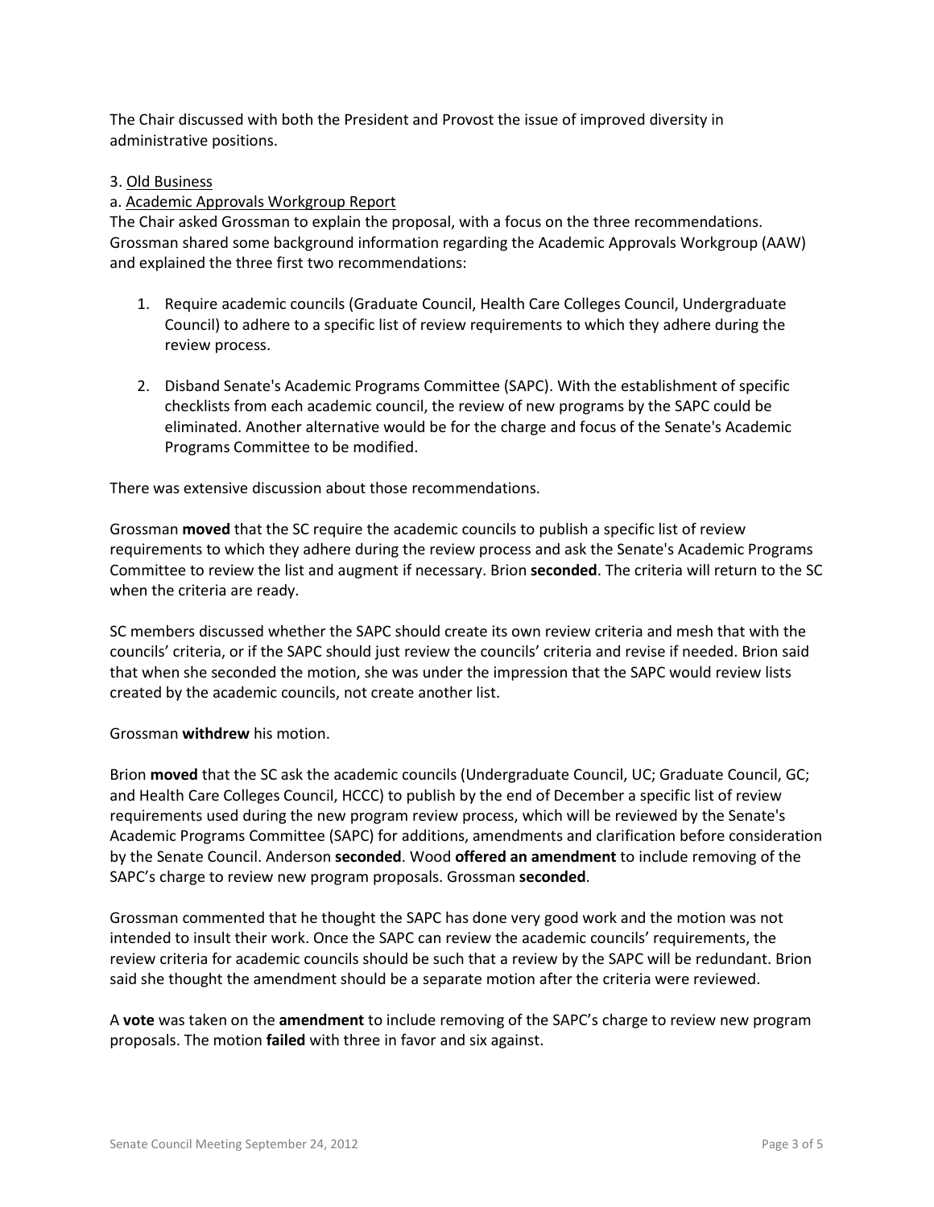The Chair discussed with both the President and Provost the issue of improved diversity in administrative positions.

3. Old Business

a. Academic Approvals Workgroup Report

The Chair asked Grossman to explain the proposal, with a focus on the three recommendations. Grossman shared some background information regarding the Academic Approvals Workgroup (AAW) and explained the three first two recommendations:

1. Require academic councils (Graduate Council, Health Care Colleges Council, Undergraduate Council) to adhere to a specific list of review requirements to which they adhere during the review process.

2. Disband Senate's Academic Programs Committee (SAPC). With the establishment of specific checklists from each academic council, the review of new programs by the SAPC could be eliminated. Another alternative would be for the charge and focus of the Senate's Academic Programs Committee to be modified.

There was extensive discussion about those recommendations.

Grossman **moved** that the SC require the academic councils to publish a specific list of review requirements to which they adhere during the review process and ask the Senate's Academic Programs Committee to review the list and augment if necessary. Brion **seconded**. The criteria will return to the SC when the criteria are ready.

SC members discussed whether the SAPC should create its own review criteria and mesh that with the councils' criteria, or if the SAPC should just review the councils' criteria and revise if needed. Brion said that when she seconded the motion, she was under the impression that the SAPC would review lists created by the academic councils, not create another list.

Grossman **withdrew** his motion.

Brion **moved** that the SC ask the academic councils (Undergraduate Council, UC; Graduate Council, GC; and Health Care Colleges Council, HCCC) to publish by the end of December a specific list of review requirements used during the new program review process, which will be reviewed by the Senate's Academic Programs Committee (SAPC) for additions, amendments and clarification before consideration by the Senate Council. Anderson **seconded**. Wood **offered an amendment** to include removing of the SAPC's charge to review new program proposals. Grossman **seconded**.

Grossman commented that he thought the SAPC has done very good work and the motion was not intended to insult their work. Once the SAPC can review the academic councils' requirements, the review criteria for academic councils should be such that a review by the SAPC will be redundant. Brion said she thought the amendment should be a separate motion after the criteria were reviewed.

A **vote** was taken on the **amendment** to include removing of the SAPC's charge to review new program proposals. The motion **failed** with three in favor and six against.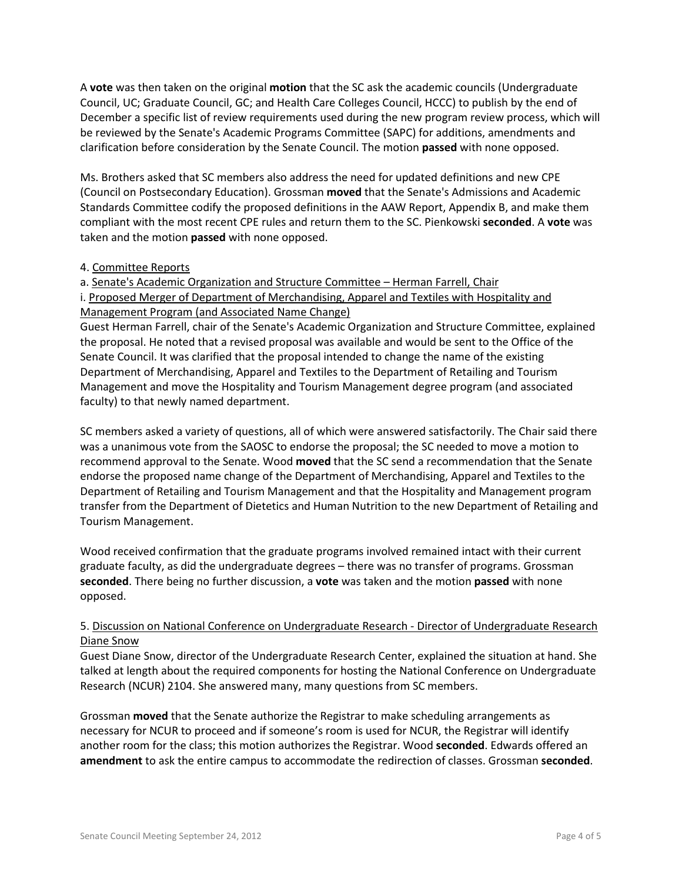A **vote** was then taken on the original **motion** that the SC ask the academic councils (Undergraduate Council, UC; Graduate Council, GC; and Health Care Colleges Council, HCCC) to publish by the end of December a specific list of review requirements used during the new program review process, which will be reviewed by the Senate's Academic Programs Committee (SAPC) for additions, amendments and clarification before consideration by the Senate Council. The motion **passed** with none opposed.

Ms. Brothers asked that SC members also address the need for updated definitions and new CPE (Council on Postsecondary Education). Grossman **moved** that the Senate's Admissions and Academic Standards Committee codify the proposed definitions in the AAW Report, Appendix B, and make them compliant with the most recent CPE rules and return them to the SC. Pienkowski **seconded**. A **vote** was taken and the motion **passed** with none opposed.

4. Committee Reports

a. Senate's Academic Organization and Structure Committee – Herman Farrell, Chair

i. Proposed Merger of Department of Merchandising, Apparel and Textiles with Hospitality and Management Program (and Associated Name Change)

Guest Herman Farrell, chair of the Senate's Academic Organization and Structure Committee, explained the proposal. He noted that a revised proposal was available and would be sent to the Office of the Senate Council. It was clarified that the proposal intended to change the name of the existing Department of Merchandising, Apparel and Textiles to the Department of Retailing and Tourism Management and move the Hospitality and Tourism Management degree program (and associated faculty) to that newly named department.

SC members asked a variety of questions, all of which were answered satisfactorily. The Chair said there was a unanimous vote from the SAOSC to endorse the proposal; the SC needed to move a motion to recommend approval to the Senate. Wood **moved** that the SC send a recommendation that the Senate endorse the proposed name change of the Department of Merchandising, Apparel and Textiles to the Department of Retailing and Tourism Management and that the Hospitality and Management program transfer from the Department of Dietetics and Human Nutrition to the new Department of Retailing and Tourism Management.

Wood received confirmation that the graduate programs involved remained intact with their current graduate faculty, as did the undergraduate degrees – there was no transfer of programs. Grossman **seconded**. There being no further discussion, a **vote** was taken and the motion **passed** with none opposed.

5. Discussion on National Conference on Undergraduate Research - Director of Undergraduate Research Diane Snow

Guest Diane Snow, director of the Undergraduate Research Center, explained the situation at hand. She talked at length about the required components for hosting the National Conference on Undergraduate Research (NCUR) 2104. She answered many, many questions from SC members.

Grossman **moved** that the Senate authorize the Registrar to make scheduling arrangements as necessary for NCUR to proceed and if someone's room is used for NCUR, the Registrar will identify another room for the class; this motion authorizes the Registrar. Wood **seconded**. Edwards offered an **amendment** to ask the entire campus to accommodate the redirection of classes. Grossman **seconded**.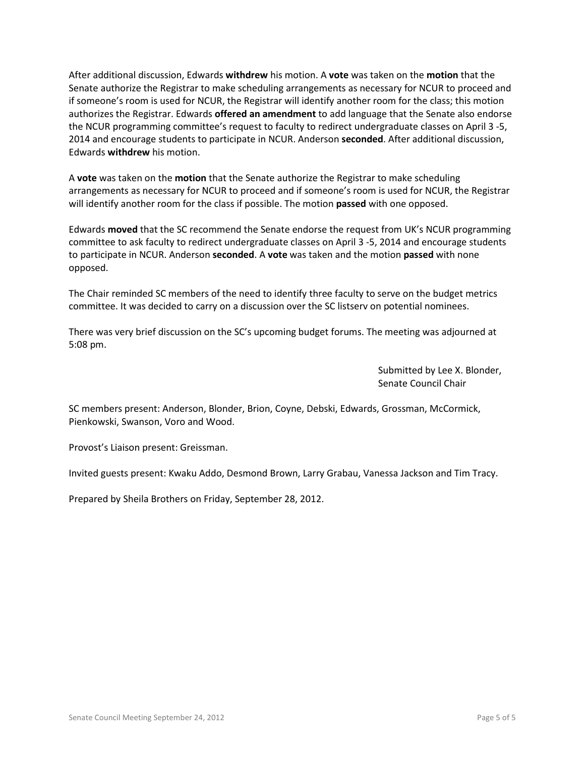After additional discussion, Edwards **withdrew** his motion. A **vote** was taken on the **motion** that the Senate authorize the Registrar to make scheduling arrangements as necessary for NCUR to proceed and if someone's room is used for NCUR, the Registrar will identify another room for the class; this motion authorizes the Registrar. Edwards **offered an amendment** to add language that the Senate also endorse the NCUR programming committee's request to faculty to redirect undergraduate classes on April 3 -5, 2014 and encourage students to participate in NCUR. Anderson **seconded**. After additional discussion, Edwards **withdrew** his motion.

A **vote** was taken on the **motion** that the Senate authorize the Registrar to make scheduling arrangements as necessary for NCUR to proceed and if someone's room is used for NCUR, the Registrar will identify another room for the class if possible. The motion **passed** with one opposed.

Edwards **moved** that the SC recommend the Senate endorse the request from UK's NCUR programming committee to ask faculty to redirect undergraduate classes on April 3 -5, 2014 and encourage students to participate in NCUR. Anderson **seconded**. A **vote** was taken and the motion **passed** with none opposed.

The Chair reminded SC members of the need to identify three faculty to serve on the budget metrics committee. It was decided to carry on a discussion over the SC listserv on potential nominees.

There was very brief discussion on the SC's upcoming budget forums. The meeting was adjourned at 5:08 pm.

Submitted by Lee X. Blonder,
Senate Council Chair

SC members present: Anderson, Blonder, Brion, Coyne, Debski, Edwards, Grossman, McCormick, Pienkowski, Swanson, Voro and Wood.

Provost's Liaison present: Greissman.

Invited guests present: Kwaku Addo, Desmond Brown, Larry Grabau, Vanessa Jackson and Tim Tracy.

Prepared by Sheila Brothers on Friday, September 28, 2012.